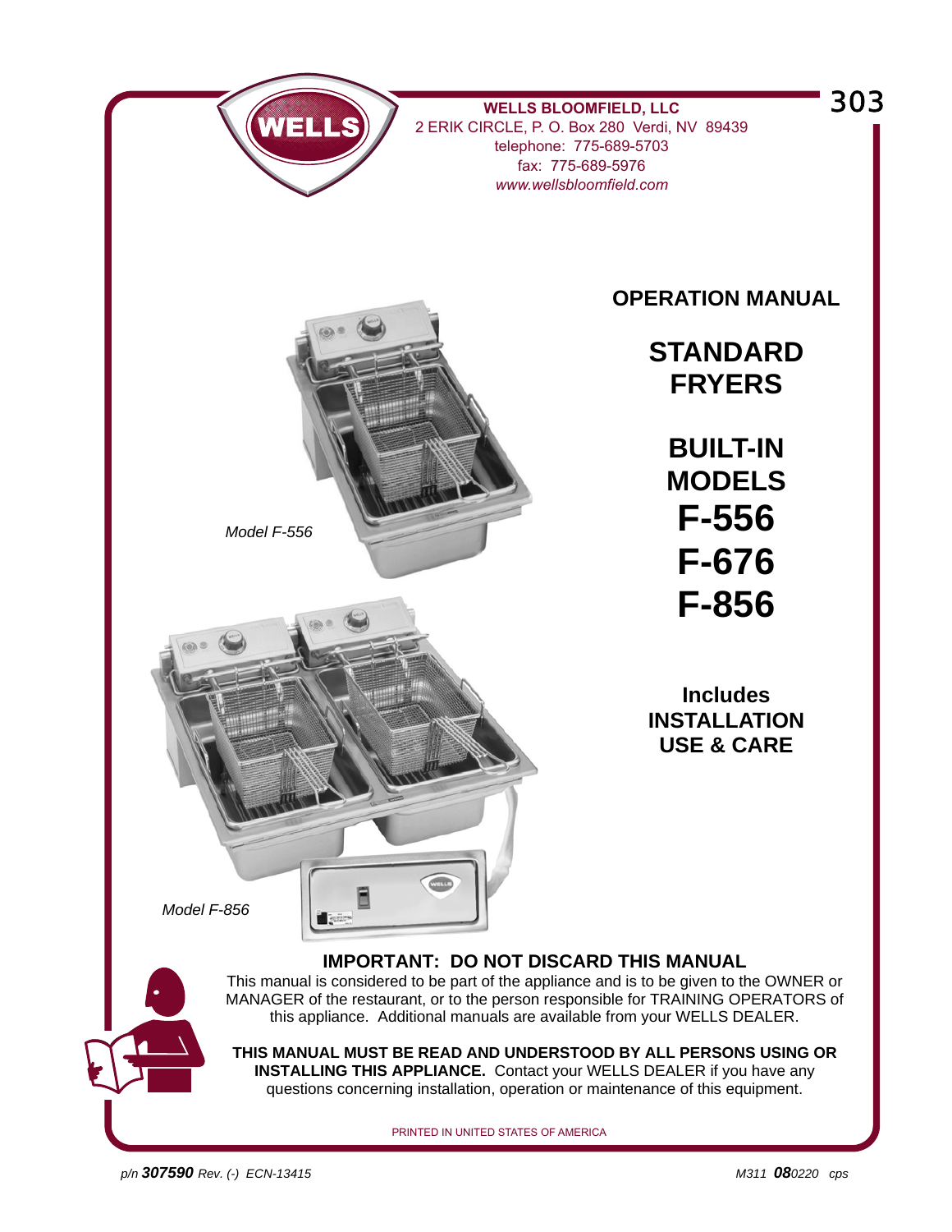**WELLS BLOOMFIELD, LLC**
2 ERIK CIRCLE, P. O. Box 280 Verdi, NV 89439
telephone: 775-689-5703
fax: 775-689-5976
*www.wellsbloomfield.com*

303

## OPERATION MANUAL

# STANDARD FRYERS

# BUILT-IN MODELS
# F-556
# F-676
# F-856

*Model F-556*

*Model F-856*

**Includes INSTALLATION USE & CARE**

### IMPORTANT: DO NOT DISCARD THIS MANUAL

This manual is considered to be part of the appliance and is to be given to the OWNER or MANAGER of the restaurant, or to the person responsible for TRAINING OPERATORS of this appliance. Additional manuals are available from your WELLS DEALER.

**THIS MANUAL MUST BE READ AND UNDERSTOOD BY ALL PERSONS USING OR INSTALLING THIS APPLIANCE.** Contact your WELLS DEALER if you have any questions concerning installation, operation or maintenance of this equipment.

PRINTED IN UNITED STATES OF AMERICA

*p/n* ***307590*** *Rev. (-) ECN-13415*

*M311* ***08****0220 cps*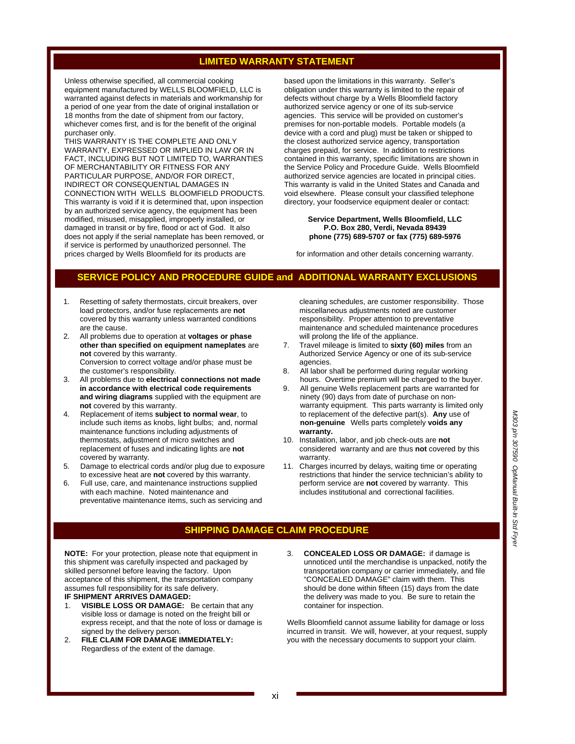## LIMITED WARRANTY STATEMENT

Unless otherwise specified, all commercial cooking equipment manufactured by WELLS BLOOMFIELD, LLC is warranted against defects in materials and workmanship for a period of one year from the date of original installation or 18 months from the date of shipment from our factory, whichever comes first, and is for the benefit of the original purchaser only.

THIS WARRANTY IS THE COMPLETE AND ONLY WARRANTY, EXPRESSED OR IMPLIED IN LAW OR IN FACT, INCLUDING BUT NOT LIMITED TO, WARRANTIES OF MERCHANTABILITY OR FITNESS FOR ANY PARTICULAR PURPOSE, AND/OR FOR DIRECT, INDIRECT OR CONSEQUENTIAL DAMAGES IN CONNECTION WITH WELLS BLOOMFIELD PRODUCTS. This warranty is void if it is determined that, upon inspection by an authorized service agency, the equipment has been modified, misused, misapplied, improperly installed, or damaged in transit or by fire, flood or act of God. It also does not apply if the serial nameplate has been removed, or if service is performed by unauthorized personnel. The prices charged by Wells Bloomfield for its products are based upon the limitations in this warranty. Seller's obligation under this warranty is limited to the repair of defects without charge by a Wells Bloomfield factory authorized service agency or one of its sub-service agencies. This service will be provided on customer's premises for non-portable models. Portable models (a device with a cord and plug) must be taken or shipped to the closest authorized service agency, transportation charges prepaid, for service. In addition to restrictions contained in this warranty, specific limitations are shown in the Service Policy and Procedure Guide. Wells Bloomfield authorized service agencies are located in principal cities. This warranty is valid in the United States and Canada and void elsewhere. Please consult your classified telephone directory, your foodservice equipment dealer or contact:

**Service Department, Wells Bloomfield, LLC**
**P.O. Box 280, Verdi, Nevada 89439**
**phone (775) 689-5707 or fax (775) 689-5976**

for information and other details concerning warranty.

## SERVICE POLICY AND PROCEDURE GUIDE and ADDITIONAL WARRANTY EXCLUSIONS

1. Resetting of safety thermostats, circuit breakers, over load protectors, and/or fuse replacements are **not** covered by this warranty unless warranted conditions are the cause.
2. All problems due to operation at **voltages or phase other than specified on equipment nameplates** are **not** covered by this warranty.
   Conversion to correct voltage and/or phase must be the customer's responsibility.
3. All problems due to **electrical connections not made in accordance with electrical code requirements and wiring diagrams** supplied with the equipment are **not** covered by this warranty.
4. Replacement of items **subject to normal wear**, to include such items as knobs, light bulbs; and, normal maintenance functions including adjustments of thermostats, adjustment of micro switches and replacement of fuses and indicating lights are **not** covered by warranty.
5. Damage to electrical cords and/or plug due to exposure to excessive heat are **not** covered by this warranty.
6. Full use, care, and maintenance instructions supplied with each machine. Noted maintenance and preventative maintenance items, such as servicing and cleaning schedules, are customer responsibility. Those miscellaneous adjustments noted are customer responsibility. Proper attention to preventative maintenance and scheduled maintenance procedures will prolong the life of the appliance.
7. Travel mileage is limited to **sixty (60) miles** from an Authorized Service Agency or one of its sub-service agencies.
8. All labor shall be performed during regular working hours. Overtime premium will be charged to the buyer.
9. All genuine Wells replacement parts are warranted for ninety (90) days from date of purchase on non-warranty equipment. This parts warranty is limited only to replacement of the defective part(s). **Any** use of **non-genuine** Wells parts completely **voids any warranty.**
10. Installation, labor, and job check-outs are **not** considered warranty and are thus **not** covered by this warranty.
11. Charges incurred by delays, waiting time or operating restrictions that hinder the service technician's ability to perform service are **not** covered by warranty. This includes institutional and correctional facilities.

## SHIPPING DAMAGE CLAIM PROCEDURE

**NOTE:** For your protection, please note that equipment in this shipment was carefully inspected and packaged by skilled personnel before leaving the factory. Upon acceptance of this shipment, the transportation company assumes full responsibility for its safe delivery.

**IF SHIPMENT ARRIVES DAMAGED:**

1. **VISIBLE LOSS OR DAMAGE:** Be certain that any visible loss or damage is noted on the freight bill or express receipt, and that the note of loss or damage is signed by the delivery person.
2. **FILE CLAIM FOR DAMAGE IMMEDIATELY:** Regardless of the extent of the damage.
3. **CONCEALED LOSS OR DAMAGE:** if damage is unnoticed until the merchandise is unpacked, notify the transportation company or carrier immediately, and file "CONCEALED DAMAGE" claim with them. This should be done within fifteen (15) days from the date the delivery was made to you. Be sure to retain the container for inspection.

Wells Bloomfield cannot assume liability for damage or loss incurred in transit. We will, however, at your request, supply you with the necessary documents to support your claim.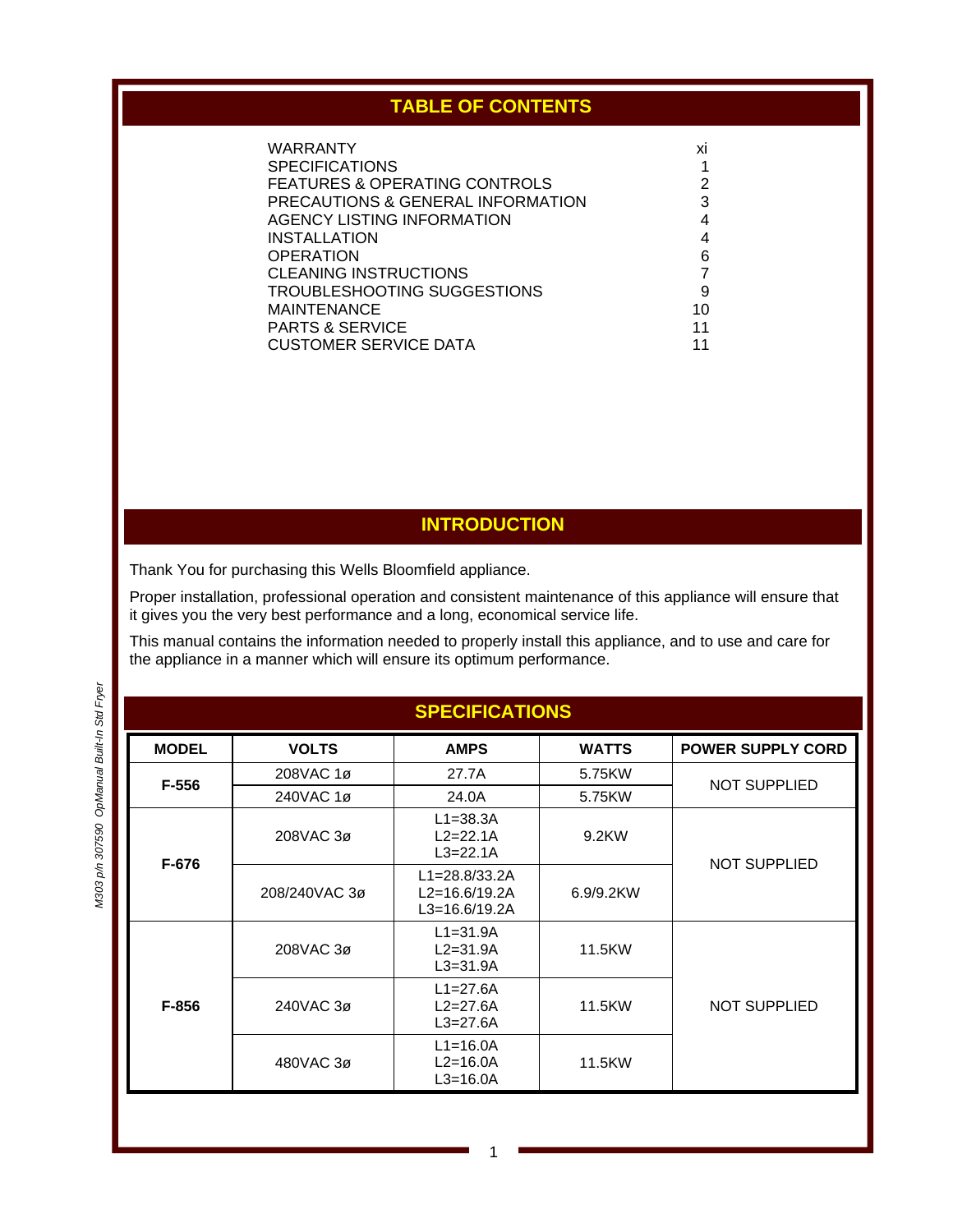## TABLE OF CONTENTS

| | |
|---|---|
| WARRANTY | xi |
| SPECIFICATIONS | 1 |
| FEATURES & OPERATING CONTROLS | 2 |
| PRECAUTIONS & GENERAL INFORMATION | 3 |
| AGENCY LISTING INFORMATION | 4 |
| INSTALLATION | 4 |
| OPERATION | 6 |
| CLEANING INSTRUCTIONS | 7 |
| TROUBLESHOOTING SUGGESTIONS | 9 |
| MAINTENANCE | 10 |
| PARTS & SERVICE | 11 |
| CUSTOMER SERVICE DATA | 11 |

## INTRODUCTION

Thank You for purchasing this Wells Bloomfield appliance.

Proper installation, professional operation and consistent maintenance of this appliance will ensure that it gives you the very best performance and a long, economical service life.

This manual contains the information needed to properly install this appliance, and to use and care for the appliance in a manner which will ensure its optimum performance.

## SPECIFICATIONS

| MODEL | VOLTS | AMPS | WATTS | POWER SUPPLY CORD |
|---|---|---|---|---|
| F-556 | 208VAC 1ø | 27.7A | 5.75KW | NOT SUPPLIED |
| | 240VAC 1ø | 24.0A | 5.75KW | |
| F-676 | 208VAC 3ø | L1=38.3A<br>L2=22.1A<br>L3=22.1A | 9.2KW | NOT SUPPLIED |
| | 208/240VAC 3ø | L1=28.8/33.2A<br>L2=16.6/19.2A<br>L3=16.6/19.2A | 6.9/9.2KW | |
| F-856 | 208VAC 3ø | L1=31.9A<br>L2=31.9A<br>L3=31.9A | 11.5KW | NOT SUPPLIED |
| | 240VAC 3ø | L1=27.6A<br>L2=27.6A<br>L3=27.6A | 11.5KW | |
| | 480VAC 3ø | L1=16.0A<br>L2=16.0A<br>L3=16.0A | 11.5KW | |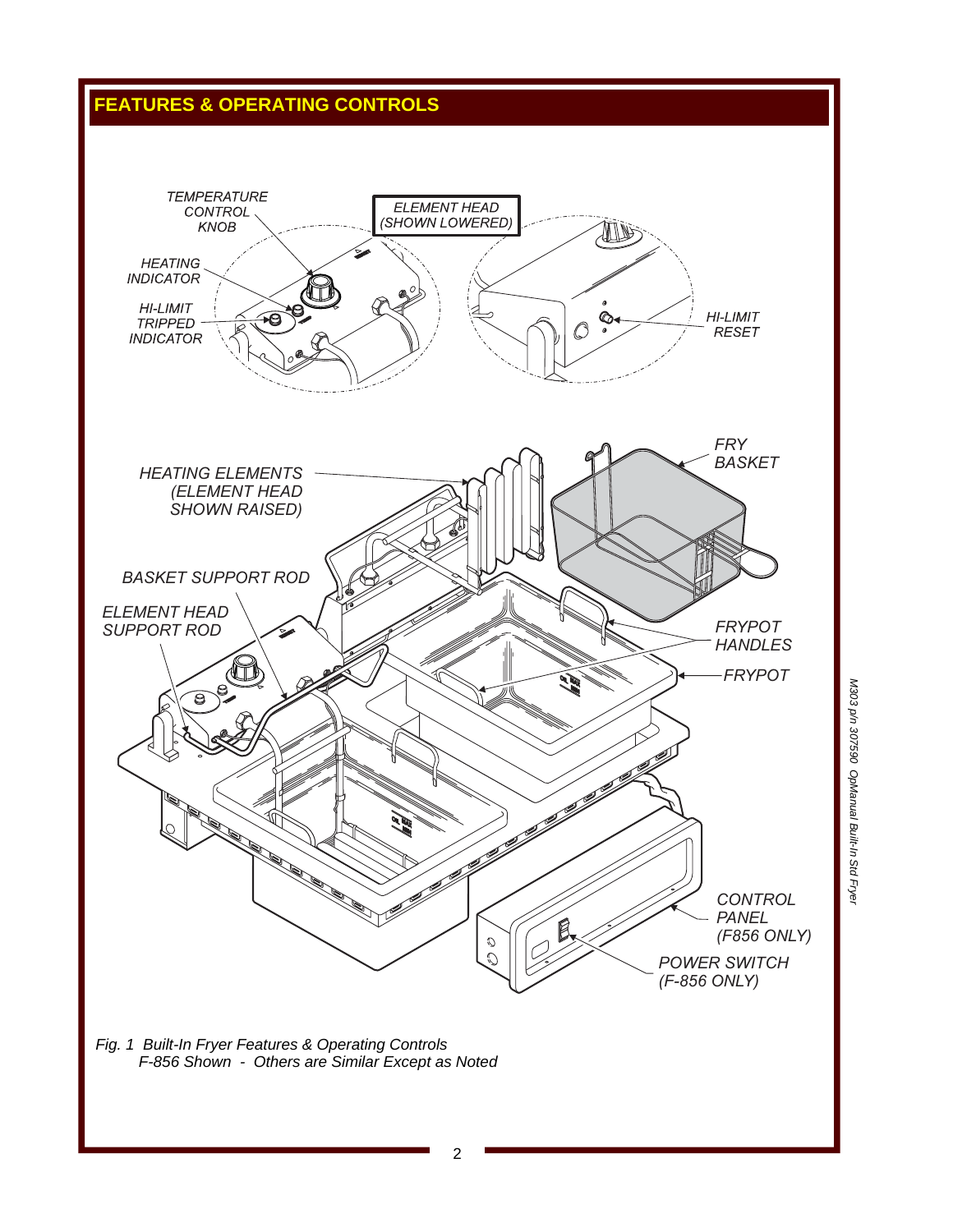## FEATURES & OPERATING CONTROLS

TEMPERATURE CONTROL KNOB

ELEMENT HEAD (SHOWN LOWERED)

HEATING INDICATOR

HI-LIMIT TRIPPED INDICATOR

HI-LIMIT RESET

HEATING ELEMENTS (ELEMENT HEAD SHOWN RAISED)

FRY BASKET

BASKET SUPPORT ROD

ELEMENT HEAD SUPPORT ROD

FRYPOT HANDLES

FRYPOT

CONTROL PANEL (F856 ONLY)

POWER SWITCH (F-856 ONLY)

*Fig. 1 Built-In Fryer Features & Operating Controls*
*F-856 Shown - Others are Similar Except as Noted*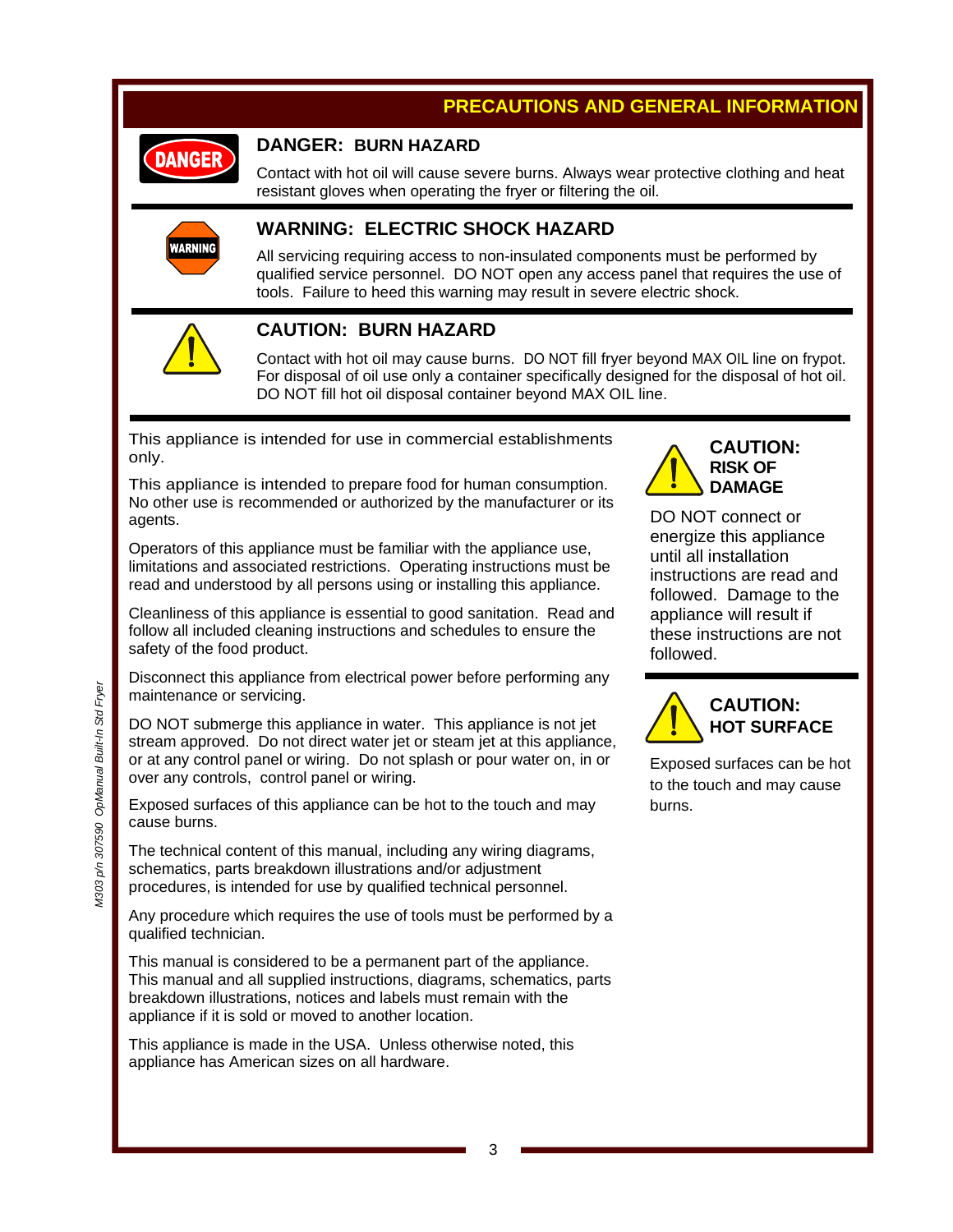## PRECAUTIONS AND GENERAL INFORMATION

### DANGER: BURN HAZARD

Contact with hot oil will cause severe burns. Always wear protective clothing and heat resistant gloves when operating the fryer or filtering the oil.

### WARNING: ELECTRIC SHOCK HAZARD

All servicing requiring access to non-insulated components must be performed by qualified service personnel. DO NOT open any access panel that requires the use of tools. Failure to heed this warning may result in severe electric shock.

### CAUTION: BURN HAZARD

Contact with hot oil may cause burns. DO NOT fill fryer beyond MAX OIL line on frypot. For disposal of oil use only a container specifically designed for the disposal of hot oil. DO NOT fill hot oil disposal container beyond MAX OIL line.

This appliance is intended for use in commercial establishments only.

This appliance is intended to prepare food for human consumption. No other use is recommended or authorized by the manufacturer or its agents.

Operators of this appliance must be familiar with the appliance use, limitations and associated restrictions. Operating instructions must be read and understood by all persons using or installing this appliance.

Cleanliness of this appliance is essential to good sanitation. Read and follow all included cleaning instructions and schedules to ensure the safety of the food product.

Disconnect this appliance from electrical power before performing any maintenance or servicing.

DO NOT submerge this appliance in water. This appliance is not jet stream approved. Do not direct water jet or steam jet at this appliance, or at any control panel or wiring. Do not splash or pour water on, in or over any controls, control panel or wiring.

Exposed surfaces of this appliance can be hot to the touch and may cause burns.

The technical content of this manual, including any wiring diagrams, schematics, parts breakdown illustrations and/or adjustment procedures, is intended for use by qualified technical personnel.

Any procedure which requires the use of tools must be performed by a qualified technician.

This manual is considered to be a permanent part of the appliance. This manual and all supplied instructions, diagrams, schematics, parts breakdown illustrations, notices and labels must remain with the appliance if it is sold or moved to another location.

This appliance is made in the USA. Unless otherwise noted, this appliance has American sizes on all hardware.

### CAUTION: RISK OF DAMAGE

DO NOT connect or energize this appliance until all installation instructions are read and followed. Damage to the appliance will result if these instructions are not followed.

### CAUTION: HOT SURFACE

Exposed surfaces can be hot to the touch and may cause burns.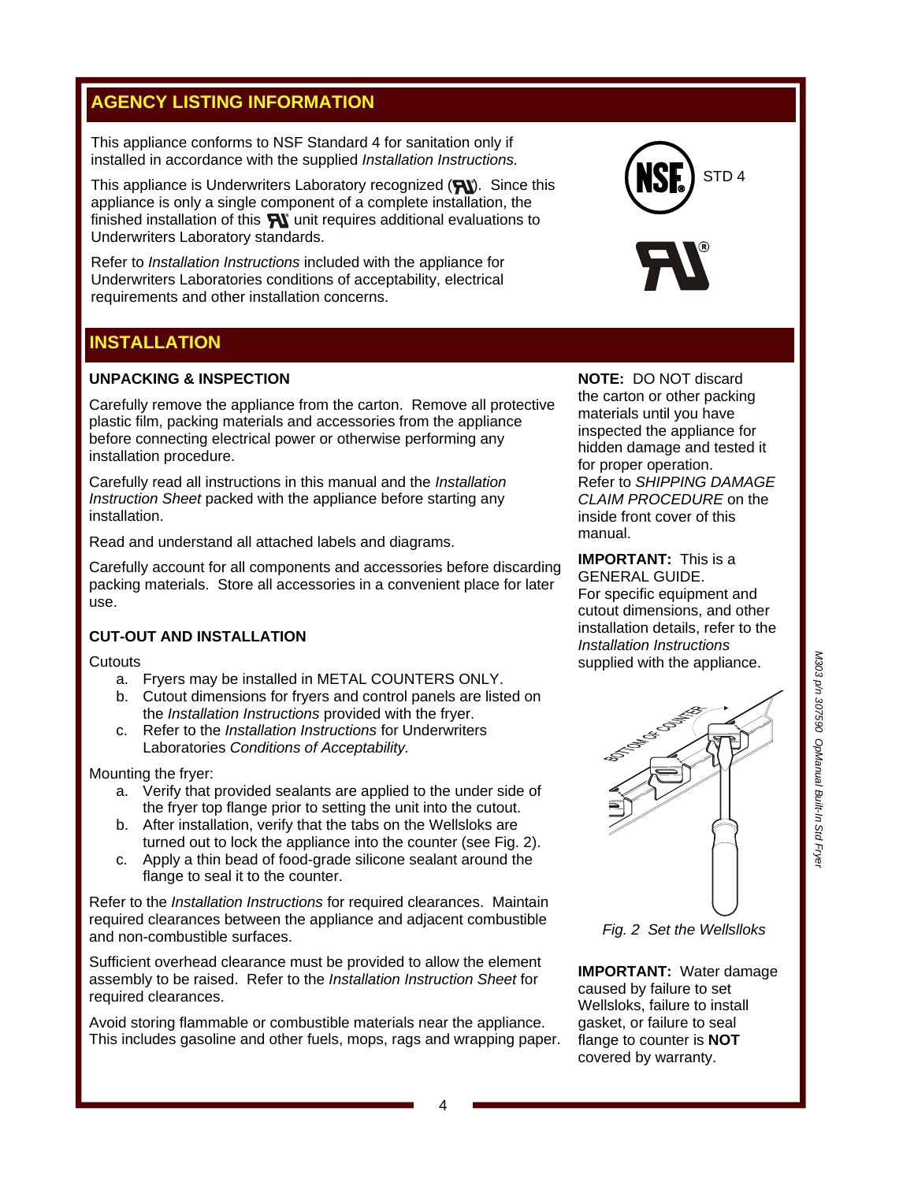## AGENCY LISTING INFORMATION

This appliance conforms to NSF Standard 4 for sanitation only if installed in accordance with the supplied *Installation Instructions.*

This appliance is Underwriters Laboratory recognized (RU). Since this appliance is only a single component of a complete installation, the finished installation of this RU unit requires additional evaluations to Underwriters Laboratory standards.

Refer to *Installation Instructions* included with the appliance for Underwriters Laboratories conditions of acceptability, electrical requirements and other installation concerns.

NSF STD 4

## INSTALLATION

### UNPACKING & INSPECTION

Carefully remove the appliance from the carton. Remove all protective plastic film, packing materials and accessories from the appliance before connecting electrical power or otherwise performing any installation procedure.

Carefully read all instructions in this manual and the *Installation Instruction Sheet* packed with the appliance before starting any installation.

Read and understand all attached labels and diagrams.

Carefully account for all components and accessories before discarding packing materials. Store all accessories in a convenient place for later use.

**NOTE:** DO NOT discard the carton or other packing materials until you have inspected the appliance for hidden damage and tested it for proper operation. Refer to *SHIPPING DAMAGE CLAIM PROCEDURE* on the inside front cover of this manual.

**IMPORTANT:** This is a GENERAL GUIDE. For specific equipment and cutout dimensions, and other installation details, refer to the *Installation Instructions* supplied with the appliance.

### CUT-OUT AND INSTALLATION

Cutouts

a. Fryers may be installed in METAL COUNTERS ONLY.
b. Cutout dimensions for fryers and control panels are listed on the *Installation Instructions* provided with the fryer.
c. Refer to the *Installation Instructions* for Underwriters Laboratories *Conditions of Acceptability.*

Mounting the fryer:

a. Verify that provided sealants are applied to the under side of the fryer top flange prior to setting the unit into the cutout.
b. After installation, verify that the tabs on the Wellsloks are turned out to lock the appliance into the counter (see Fig. 2).
c. Apply a thin bead of food-grade silicone sealant around the flange to seal it to the counter.

Refer to the *Installation Instructions* for required clearances. Maintain required clearances between the appliance and adjacent combustible and non-combustible surfaces.

Sufficient overhead clearance must be provided to allow the element assembly to be raised. Refer to the *Installation Instruction Sheet* for required clearances.

Avoid storing flammable or combustible materials near the appliance. This includes gasoline and other fuels, mops, rags and wrapping paper.

BOTTOM OF COUNTER

*Fig. 2 Set the Wellslloks*

**IMPORTANT:** Water damage caused by failure to set Wellsloks, failure to install gasket, or failure to seal flange to counter is **NOT** covered by warranty.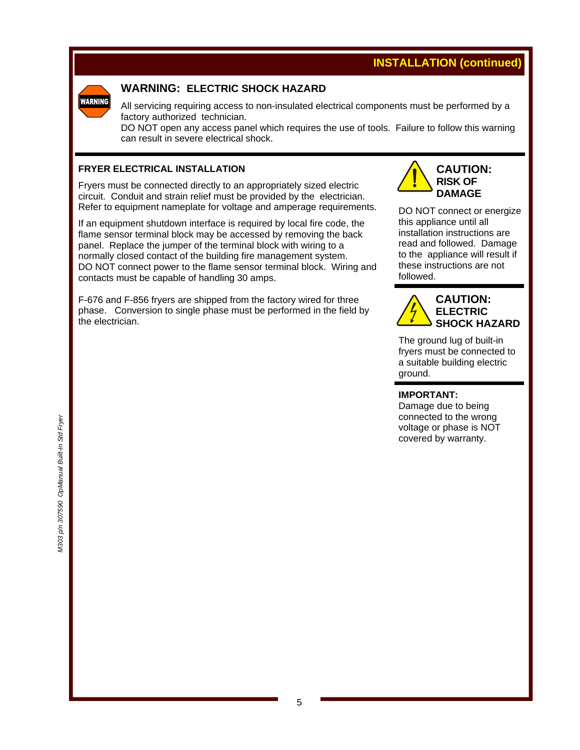## INSTALLATION (continued)

### WARNING: ELECTRIC SHOCK HAZARD

All servicing requiring access to non-insulated electrical components must be performed by a factory authorized technician.
DO NOT open any access panel which requires the use of tools. Failure to follow this warning can result in severe electrical shock.

### FRYER ELECTRICAL INSTALLATION

Fryers must be connected directly to an appropriately sized electric circuit. Conduit and strain relief must be provided by the electrician. Refer to equipment nameplate for voltage and amperage requirements.

If an equipment shutdown interface is required by local fire code, the flame sensor terminal block may be accessed by removing the back panel. Replace the jumper of the terminal block with wiring to a normally closed contact of the building fire management system. DO NOT connect power to the flame sensor terminal block. Wiring and contacts must be capable of handling 30 amps.

F-676 and F-856 fryers are shipped from the factory wired for three phase. Conversion to single phase must be performed in the field by the electrician.

### CAUTION: RISK OF DAMAGE

DO NOT connect or energize this appliance until all installation instructions are read and followed. Damage to the appliance will result if these instructions are not followed.

### CAUTION: ELECTRIC SHOCK HAZARD

The ground lug of built-in fryers must be connected to a suitable building electric ground.

**IMPORTANT:**
Damage due to being connected to the wrong voltage or phase is NOT covered by warranty.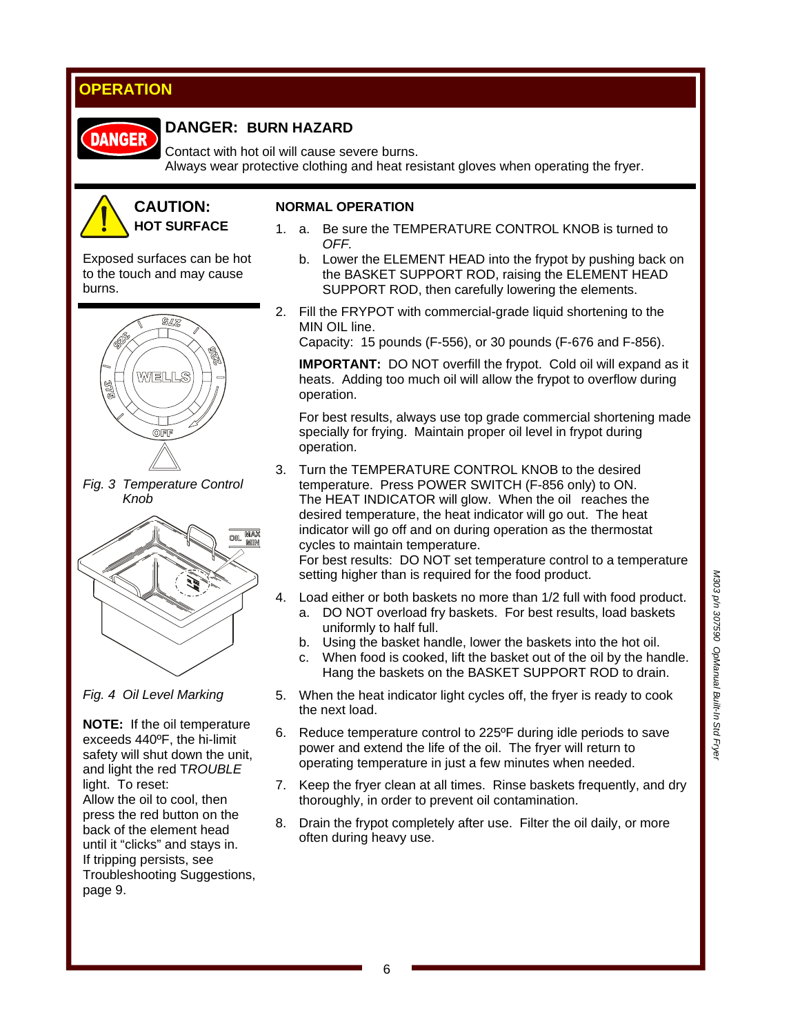## OPERATION

### DANGER: BURN HAZARD

Contact with hot oil will cause severe burns.
Always wear protective clothing and heat resistant gloves when operating the fryer.

### CAUTION: HOT SURFACE

Exposed surfaces can be hot to the touch and may cause burns.

*Fig. 3 Temperature Control Knob*

*Fig. 4 Oil Level Marking*

**NOTE:** If the oil temperature exceeds 440ºF, the hi-limit safety will shut down the unit, and light the red *TROUBLE* light. To reset:
Allow the oil to cool, then press the red button on the back of the element head until it "clicks" and stays in.
If tripping persists, see Troubleshooting Suggestions, page 9.

### NORMAL OPERATION

1. a. Be sure the TEMPERATURE CONTROL KNOB is turned to *OFF.*
   b. Lower the ELEMENT HEAD into the frypot by pushing back on the BASKET SUPPORT ROD, raising the ELEMENT HEAD SUPPORT ROD, then carefully lowering the elements.
2. Fill the FRYPOT with commercial-grade liquid shortening to the MIN OIL line.
   Capacity: 15 pounds (F-556), or 30 pounds (F-676 and F-856).

   **IMPORTANT:** DO NOT overfill the frypot. Cold oil will expand as it heats. Adding too much oil will allow the frypot to overflow during operation.

   For best results, always use top grade commercial shortening made specially for frying. Maintain proper oil level in frypot during operation.
3. Turn the TEMPERATURE CONTROL KNOB to the desired temperature. Press POWER SWITCH (F-856 only) to ON.
   The HEAT INDICATOR will glow. When the oil reaches the desired temperature, the heat indicator will go out. The heat indicator will go off and on during operation as the thermostat cycles to maintain temperature.
   For best results: DO NOT set temperature control to a temperature setting higher than is required for the food product.
4. Load either or both baskets no more than 1/2 full with food product.
   a. DO NOT overload fry baskets. For best results, load baskets uniformly to half full.
   b. Using the basket handle, lower the baskets into the hot oil.
   c. When food is cooked, lift the basket out of the oil by the handle. Hang the baskets on the BASKET SUPPORT ROD to drain.
5. When the heat indicator light cycles off, the fryer is ready to cook the next load.
6. Reduce temperature control to 225ºF during idle periods to save power and extend the life of the oil. The fryer will return to operating temperature in just a few minutes when needed.
7. Keep the fryer clean at all times. Rinse baskets frequently, and dry thoroughly, in order to prevent oil contamination.
8. Drain the frypot completely after use. Filter the oil daily, or more often during heavy use.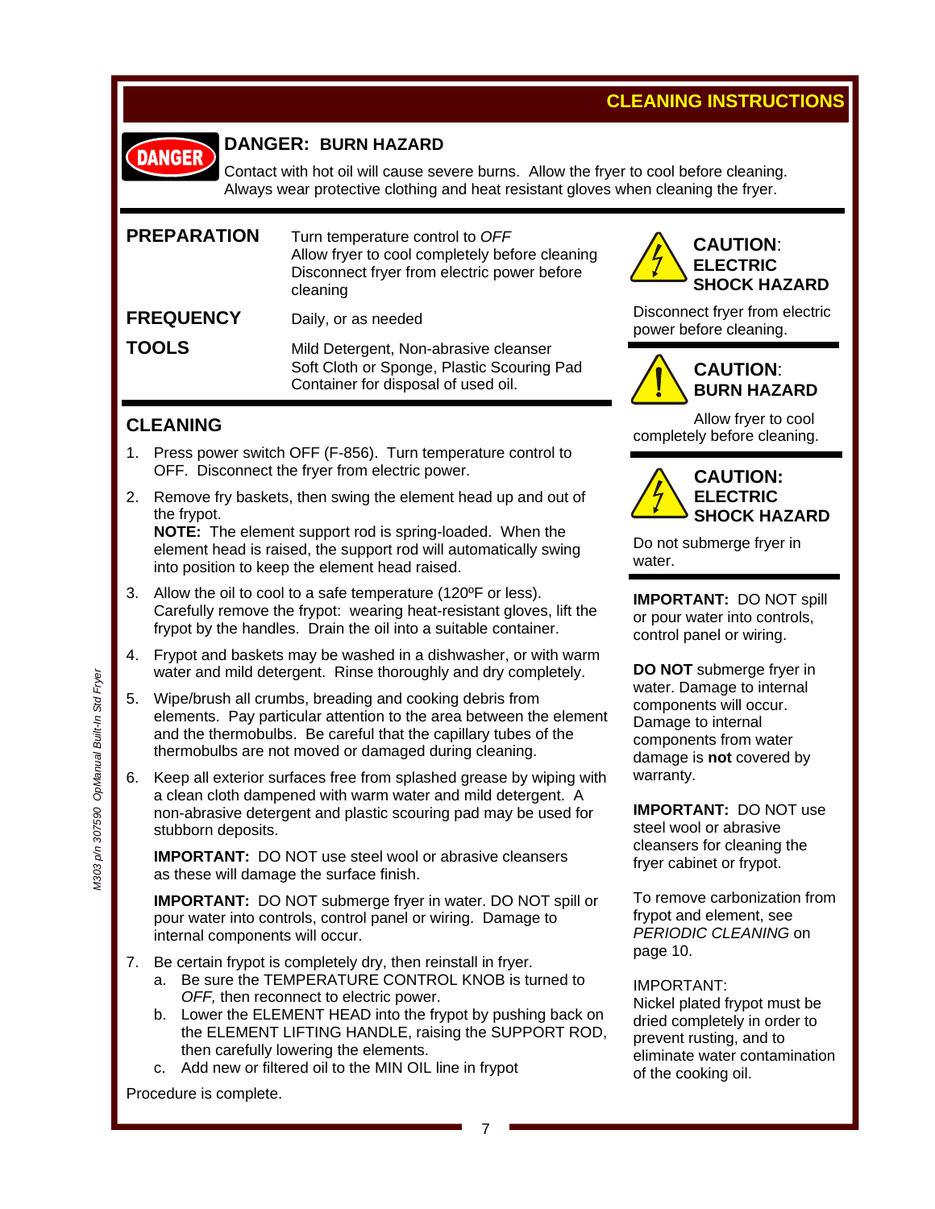## CLEANING INSTRUCTIONS

**DANGER: BURN HAZARD**

Contact with hot oil will cause severe burns. Allow the fryer to cool before cleaning. Always wear protective clothing and heat resistant gloves when cleaning the fryer.

| | |
|---|---|
| **PREPARATION** | Turn temperature control to *OFF*<br>Allow fryer to cool completely before cleaning<br>Disconnect fryer from electric power before cleaning |
| **FREQUENCY** | Daily, or as needed |
| **TOOLS** | Mild Detergent, Non-abrasive cleanser<br>Soft Cloth or Sponge, Plastic Scouring Pad<br>Container for disposal of used oil. |

## CLEANING

1. Press power switch OFF (F-856). Turn temperature control to OFF. Disconnect the fryer from electric power.
2. Remove fry baskets, then swing the element head up and out of the frypot.
   **NOTE:** The element support rod is spring-loaded. When the element head is raised, the support rod will automatically swing into position to keep the element head raised.
3. Allow the oil to cool to a safe temperature (120ºF or less). Carefully remove the frypot: wearing heat-resistant gloves, lift the frypot by the handles. Drain the oil into a suitable container.
4. Frypot and baskets may be washed in a dishwasher, or with warm water and mild detergent. Rinse thoroughly and dry completely.
5. Wipe/brush all crumbs, breading and cooking debris from elements. Pay particular attention to the area between the element and the thermobulbs. Be careful that the capillary tubes of the thermobulbs are not moved or damaged during cleaning.
6. Keep all exterior surfaces free from splashed grease by wiping with a clean cloth dampened with warm water and mild detergent. A non-abrasive detergent and plastic scouring pad may be used for stubborn deposits.

   **IMPORTANT:** DO NOT use steel wool or abrasive cleansers as these will damage the surface finish.

   **IMPORTANT:** DO NOT submerge fryer in water. DO NOT spill or pour water into controls, control panel or wiring. Damage to internal components will occur.
7. Be certain frypot is completely dry, then reinstall in fryer.
   a. Be sure the TEMPERATURE CONTROL KNOB is turned to *OFF,* then reconnect to electric power.
   b. Lower the ELEMENT HEAD into the frypot by pushing back on the ELEMENT LIFTING HANDLE, raising the SUPPORT ROD, then carefully lowering the elements.
   c. Add new or filtered oil to the MIN OIL line in frypot

Procedure is complete.

**CAUTION: ELECTRIC SHOCK HAZARD**

Disconnect fryer from electric power before cleaning.

**CAUTION: BURN HAZARD**

Allow fryer to cool completely before cleaning.

**CAUTION: ELECTRIC SHOCK HAZARD**

Do not submerge fryer in water.

**IMPORTANT:** DO NOT spill or pour water into controls, control panel or wiring.

**DO NOT** submerge fryer in water. Damage to internal components will occur. Damage to internal components from water damage is **not** covered by warranty.

**IMPORTANT:** DO NOT use steel wool or abrasive cleansers for cleaning the fryer cabinet or frypot.

To remove carbonization from frypot and element, see *PERIODIC CLEANING* on page 10.

IMPORTANT:
Nickel plated frypot must be dried completely in order to prevent rusting, and to eliminate water contamination of the cooking oil.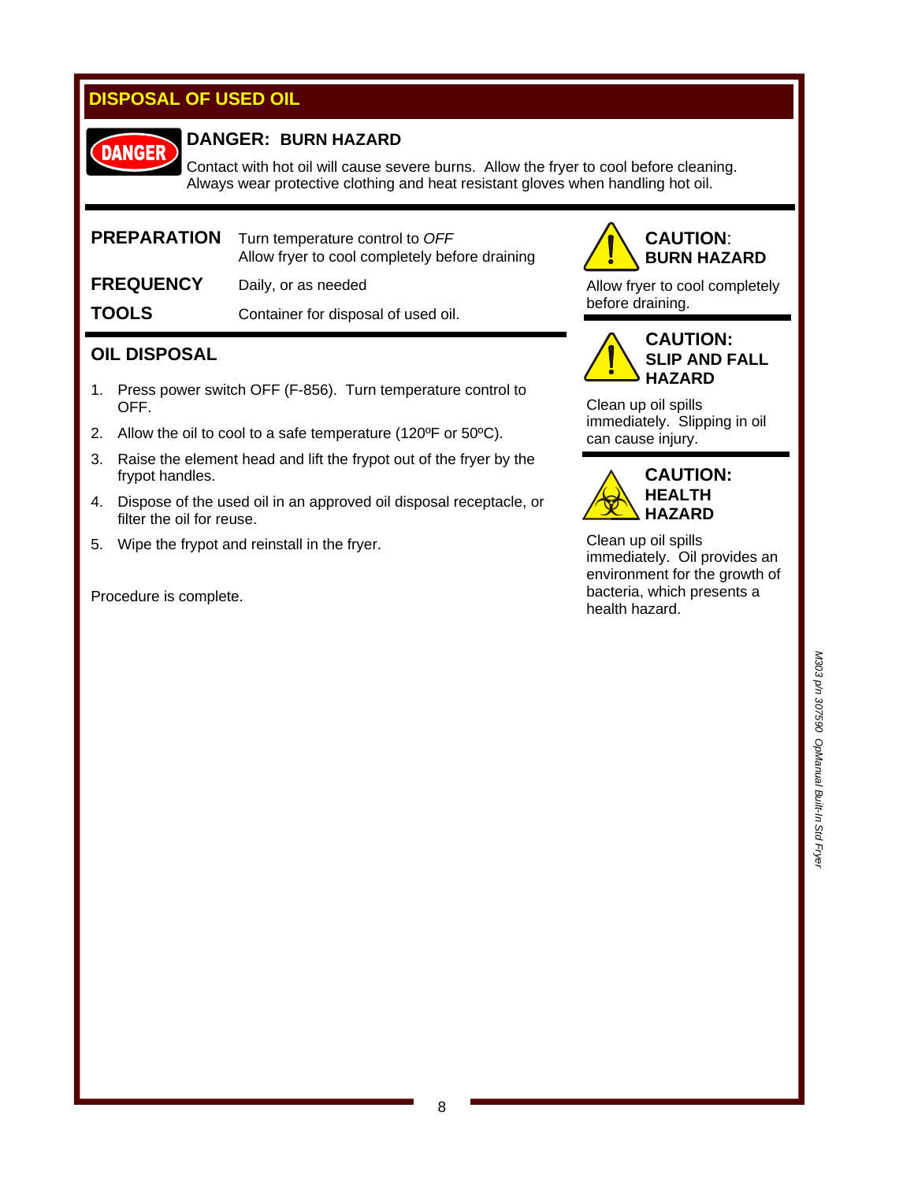## DISPOSAL OF USED OIL

**DANGER**

**DANGER: BURN HAZARD**

Contact with hot oil will cause severe burns. Allow the fryer to cool before cleaning. Always wear protective clothing and heat resistant gloves when handling hot oil.

| | |
|---|---|
| **PREPARATION** | Turn temperature control to *OFF*<br>Allow fryer to cool completely before draining |
| **FREQUENCY** | Daily, or as needed |
| **TOOLS** | Container for disposal of used oil. |

### OIL DISPOSAL

1. Press power switch OFF (F-856). Turn temperature control to OFF.
2. Allow the oil to cool to a safe temperature (120ºF or 50ºC).
3. Raise the element head and lift the frypot out of the fryer by the frypot handles.
4. Dispose of the used oil in an approved oil disposal receptacle, or filter the oil for reuse.
5. Wipe the frypot and reinstall in the fryer.

Procedure is complete.

**CAUTION: BURN HAZARD**

Allow fryer to cool completely before draining.

**CAUTION: SLIP AND FALL HAZARD**

Clean up oil spills immediately. Slipping in oil can cause injury.

**CAUTION: HEALTH HAZARD**

Clean up oil spills immediately. Oil provides an environment for the growth of bacteria, which presents a health hazard.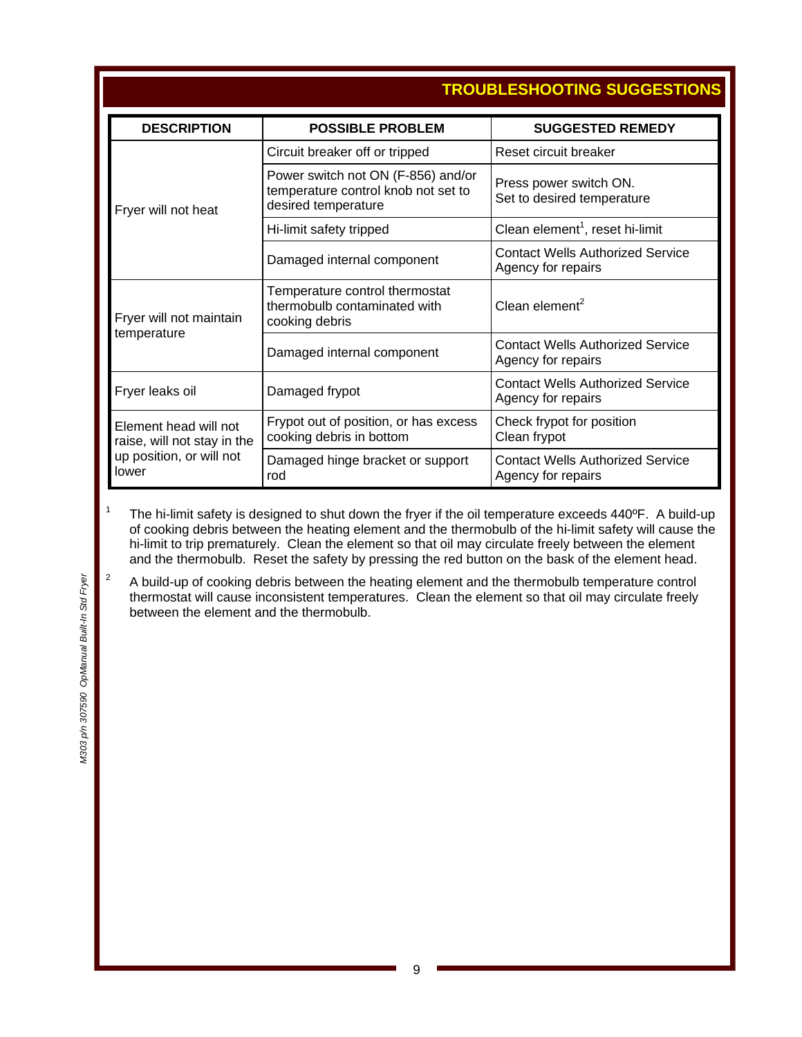## TROUBLESHOOTING SUGGESTIONS

| DESCRIPTION | POSSIBLE PROBLEM | SUGGESTED REMEDY |
|---|---|---|
| Fryer will not heat | Circuit breaker off or tripped | Reset circuit breaker |
| | Power switch not ON (F-856) and/or temperature control knob not set to desired temperature | Press power switch ON. Set to desired temperature |
| | Hi-limit safety tripped | Clean element[1], reset hi-limit |
| | Damaged internal component | Contact Wells Authorized Service Agency for repairs |
| Fryer will not maintain temperature | Temperature control thermostat thermobulb contaminated with cooking debris | Clean element[2] |
| | Damaged internal component | Contact Wells Authorized Service Agency for repairs |
| Fryer leaks oil | Damaged frypot | Contact Wells Authorized Service Agency for repairs |
| Element head will not raise, will not stay in the up position, or will not lower | Frypot out of position, or has excess cooking debris in bottom | Check frypot for position Clean frypot |
| | Damaged hinge bracket or support rod | Contact Wells Authorized Service Agency for repairs |

[1] The hi-limit safety is designed to shut down the fryer if the oil temperature exceeds 440ºF. A build-up of cooking debris between the heating element and the thermobulb of the hi-limit safety will cause the hi-limit to trip prematurely. Clean the element so that oil may circulate freely between the element and the thermobulb. Reset the safety by pressing the red button on the bask of the element head.

[2] A build-up of cooking debris between the heating element and the thermobulb temperature control thermostat will cause inconsistent temperatures. Clean the element so that oil may circulate freely between the element and the thermobulb.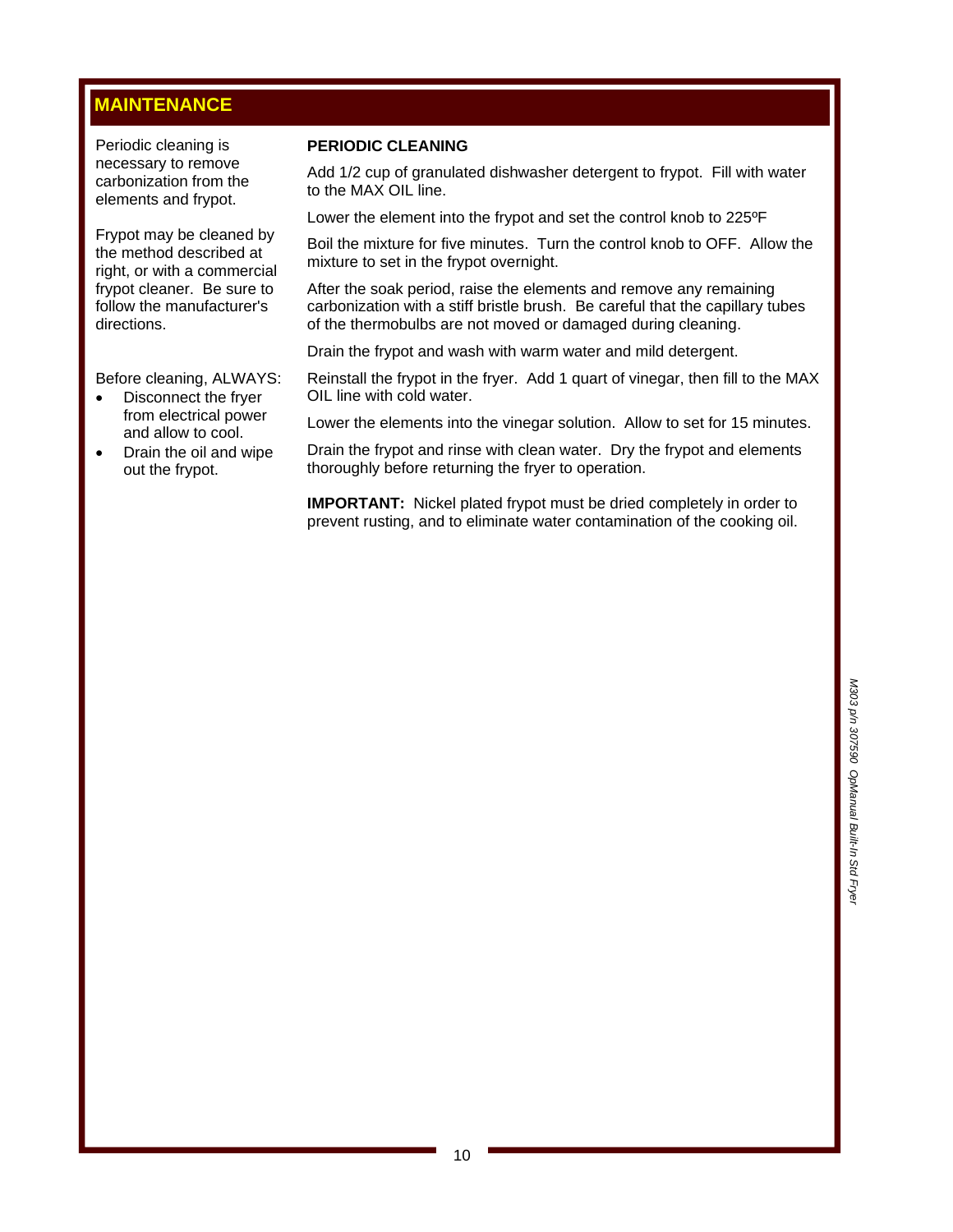## MAINTENANCE

Periodic cleaning is necessary to remove carbonization from the elements and frypot.

Frypot may be cleaned by the method described at right, or with a commercial frypot cleaner. Be sure to follow the manufacturer's directions.

Before cleaning, ALWAYS:

- Disconnect the fryer from electrical power and allow to cool.
- Drain the oil and wipe out the frypot.

**PERIODIC CLEANING**

Add 1/2 cup of granulated dishwasher detergent to frypot. Fill with water to the MAX OIL line.

Lower the element into the frypot and set the control knob to 225ºF

Boil the mixture for five minutes. Turn the control knob to OFF. Allow the mixture to set in the frypot overnight.

After the soak period, raise the elements and remove any remaining carbonization with a stiff bristle brush. Be careful that the capillary tubes of the thermobulbs are not moved or damaged during cleaning.

Drain the frypot and wash with warm water and mild detergent.

Reinstall the frypot in the fryer. Add 1 quart of vinegar, then fill to the MAX OIL line with cold water.

Lower the elements into the vinegar solution. Allow to set for 15 minutes.

Drain the frypot and rinse with clean water. Dry the frypot and elements thoroughly before returning the fryer to operation.

**IMPORTANT:** Nickel plated frypot must be dried completely in order to prevent rusting, and to eliminate water contamination of the cooking oil.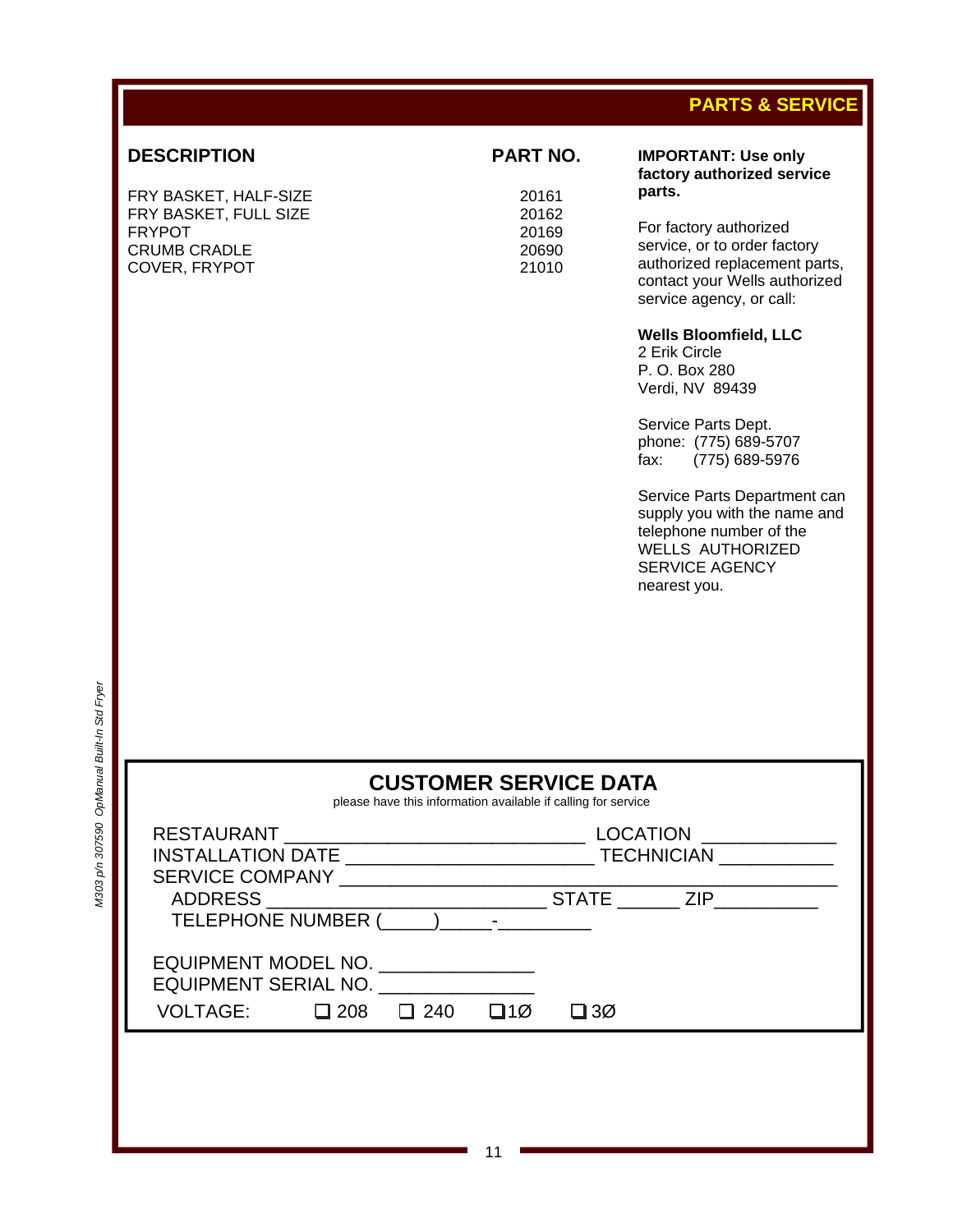## PARTS & SERVICE

| DESCRIPTION | PART NO. |
|---|---|
| FRY BASKET, HALF-SIZE | 20161 |
| FRY BASKET, FULL SIZE | 20162 |
| FRYPOT | 20169 |
| CRUMB CRADLE | 20690 |
| COVER, FRYPOT | 21010 |

**IMPORTANT: Use only factory authorized service parts.**

For factory authorized service, or to order factory authorized replacement parts, contact your Wells authorized service agency, or call:

**Wells Bloomfield, LLC**
2 Erik Circle
P. O. Box 280
Verdi, NV 89439

Service Parts Dept.
phone: (775) 689-5707
fax: (775) 689-5976

Service Parts Department can supply you with the name and telephone number of the WELLS AUTHORIZED SERVICE AGENCY nearest you.

## CUSTOMER SERVICE DATA

please have this information available if calling for service

RESTAURANT ____________________________ LOCATION ____________
INSTALLATION DATE _______________________ TECHNICIAN ___________
SERVICE COMPANY ________________________________________________
ADDRESS ___________________________ STATE ______ ZIP__________
TELEPHONE NUMBER (_____)_____-_________

EQUIPMENT MODEL NO. ______________
EQUIPMENT SERIAL NO. ______________
VOLTAGE: ☐ 208 ☐ 240 ☐1Ø ☐3Ø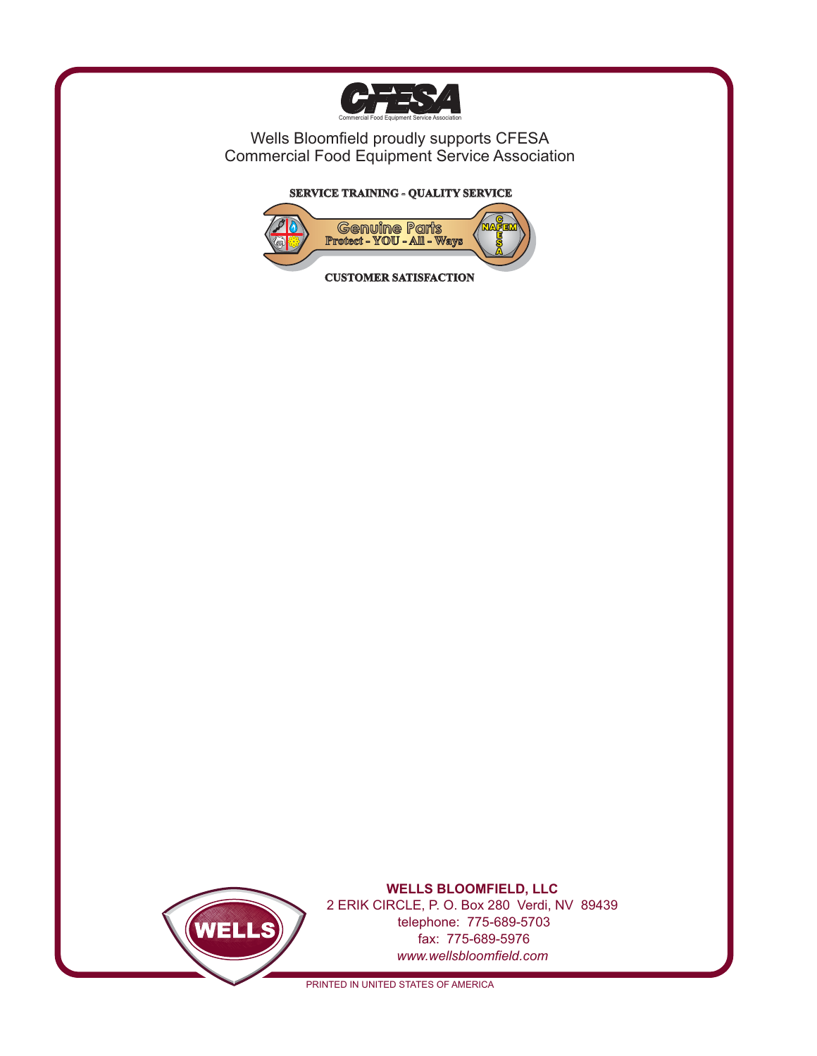CFESA

Commercial Food Equipment Service Association

Wells Bloomfield proudly supports CFESA
Commercial Food Equipment Service Association

**SERVICE TRAINING - QUALITY SERVICE**

Genuine Parts
Protect - YOU - All - Ways

NAFEM

CFESA

**CUSTOMER SATISFACTION**

WELLS

**WELLS BLOOMFIELD, LLC**
2 ERIK CIRCLE, P. O. Box 280 Verdi, NV 89439
telephone: 775-689-5703
fax: 775-689-5976
*www.wellsbloomfield.com*

PRINTED IN UNITED STATES OF AMERICA